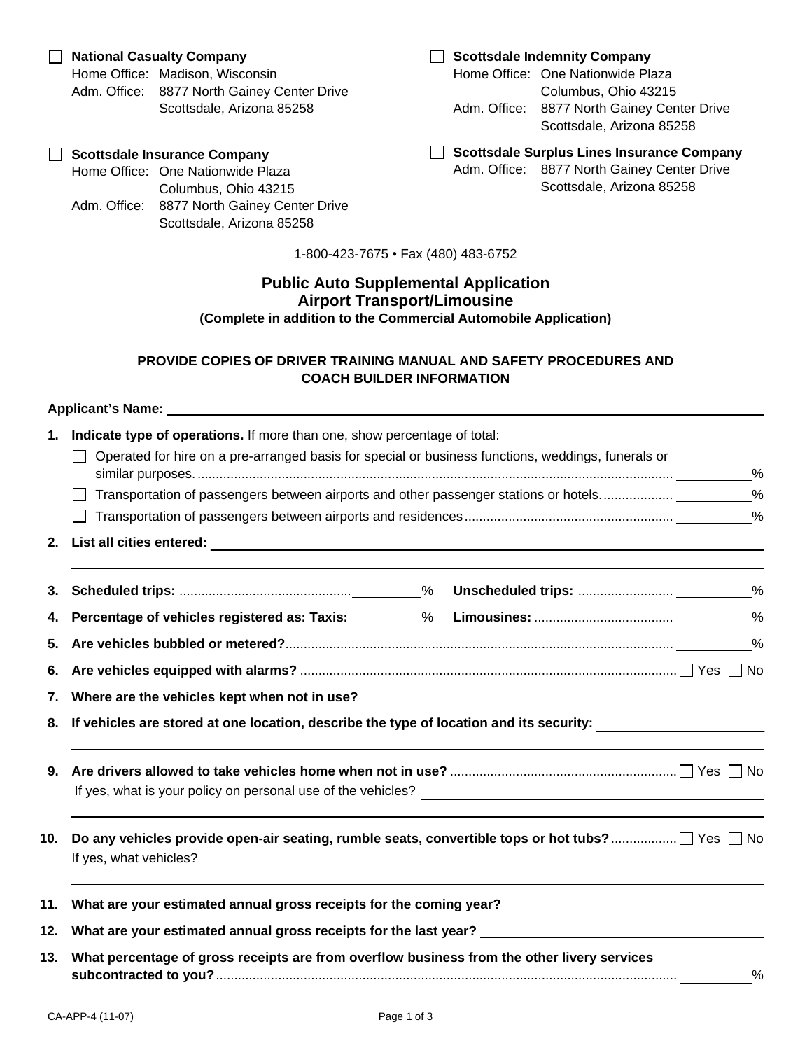- ☐ **National Casualty Company**
  Home Office: Madison, Wisconsin
  Adm. Office: 8877 North Gainey Center Drive
  Scottsdale, Arizona 85258

- ☐ **Scottsdale Insurance Company**
  Home Office: One Nationwide Plaza
  Columbus, Ohio 43215
  Adm. Office: 8877 North Gainey Center Drive
  Scottsdale, Arizona 85258

- ☐ **Scottsdale Indemnity Company**
  Home Office: One Nationwide Plaza
  Columbus, Ohio 43215
  Adm. Office: 8877 North Gainey Center Drive
  Scottsdale, Arizona 85258

- ☐ **Scottsdale Surplus Lines Insurance Company**
  Adm. Office: 8877 North Gainey Center Drive
  Scottsdale, Arizona 85258

1-800-423-7675 • Fax (480) 483-6752

# Public Auto Supplemental Application
## Airport Transport/Limousine
**(Complete in addition to the Commercial Automobile Application)**

**PROVIDE COPIES OF DRIVER TRAINING MANUAL AND SAFETY PROCEDURES AND COACH BUILDER INFORMATION**

**Applicant's Name:** ____________________

1. **Indicate type of operations.** If more than one, show percentage of total:
   - ☐ Operated for hire on a pre-arranged basis for special or business functions, weddings, funerals or similar purposes. ______%
   - ☐ Transportation of passengers between airports and other passenger stations or hotels. ______%
   - ☐ Transportation of passengers between airports and residences ______%
2. **List all cities entered:** ____________________
3. **Scheduled trips:** ______% **Unscheduled trips:** ______%
4. **Percentage of vehicles registered as: Taxis:** ______% **Limousines:** ______%
5. **Are vehicles bubbled or metered?** ______%
6. **Are vehicles equipped with alarms?** ☐ Yes ☐ No
7. **Where are the vehicles kept when not in use?** ____________________
8. **If vehicles are stored at one location, describe the type of location and its security:** ____________________
9. **Are drivers allowed to take vehicles home when not in use?** ☐ Yes ☐ No
   If yes, what is your policy on personal use of the vehicles? ____________________
10. **Do any vehicles provide open-air seating, rumble seats, convertible tops or hot tubs?** ☐ Yes ☐ No
    If yes, what vehicles? ____________________
11. **What are your estimated annual gross receipts for the coming year?** ____________________
12. **What are your estimated annual gross receipts for the last year?** ____________________
13. **What percentage of gross receipts are from overflow business from the other livery services subcontracted to you?** ______%

CA-APP-4 (11-07)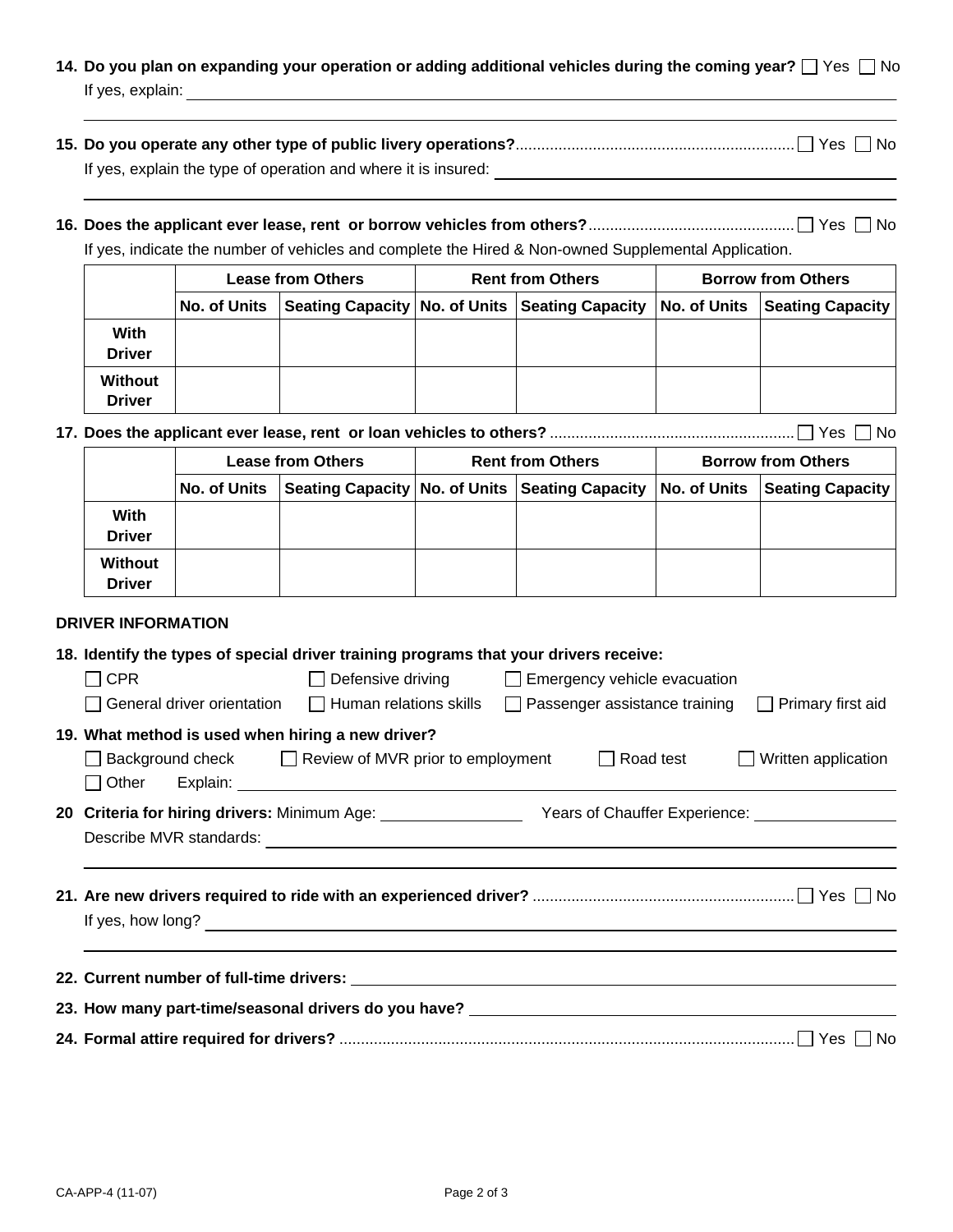**14. Do you plan on expanding your operation or adding additional vehicles during the coming year?** ☐ Yes ☐ No

If yes, explain: ____________________________________________

____________________________________________

**15. Do you operate any other type of public livery operations?**................................................................ ☐ Yes ☐ No

If yes, explain the type of operation and where it is insured: ____________________________________________

____________________________________________

**16. Does the applicant ever lease, rent or borrow vehicles from others?**................................................ ☐ Yes ☐ No

If yes, indicate the number of vehicles and complete the Hired & Non-owned Supplemental Application.

| | Lease from Others | | Rent from Others | | Borrow from Others | |
|---|---|---|---|---|---|---|
| | **No. of Units** | **Seating Capacity** | **No. of Units** | **Seating Capacity** | **No. of Units** | **Seating Capacity** |
| **With Driver** | | | | | | |
| **Without Driver** | | | | | | |

**17. Does the applicant ever lease, rent or loan vehicles to others?** ......................................................... ☐ Yes ☐ No

| | Lease from Others | | Rent from Others | | Borrow from Others | |
|---|---|---|---|---|---|---|
| | **No. of Units** | **Seating Capacity** | **No. of Units** | **Seating Capacity** | **No. of Units** | **Seating Capacity** |
| **With Driver** | | | | | | |
| **Without Driver** | | | | | | |

## DRIVER INFORMATION

**18. Identify the types of special driver training programs that your drivers receive:**

☐ CPR ☐ Defensive driving ☐ Emergency vehicle evacuation

☐ General driver orientation ☐ Human relations skills ☐ Passenger assistance training ☐ Primary first aid

**19. What method is used when hiring a new driver?**

☐ Background check ☐ Review of MVR prior to employment ☐ Road test ☐ Written application

☐ Other Explain: ____________________________________________

**20 Criteria for hiring drivers:** Minimum Age: ________________ Years of Chauffer Experience: ________________

Describe MVR standards: ____________________________________________

____________________________________________

**21. Are new drivers required to ride with an experienced driver?** ............................................................ ☐ Yes ☐ No

If yes, how long? ____________________________________________

____________________________________________

**22. Current number of full-time drivers:** ____________________________________________

**23. How many part-time/seasonal drivers do you have?** ____________________________________________

**24. Formal attire required for drivers?** ......................................................................................................... ☐ Yes ☐ No

CA-APP-4 (11-07)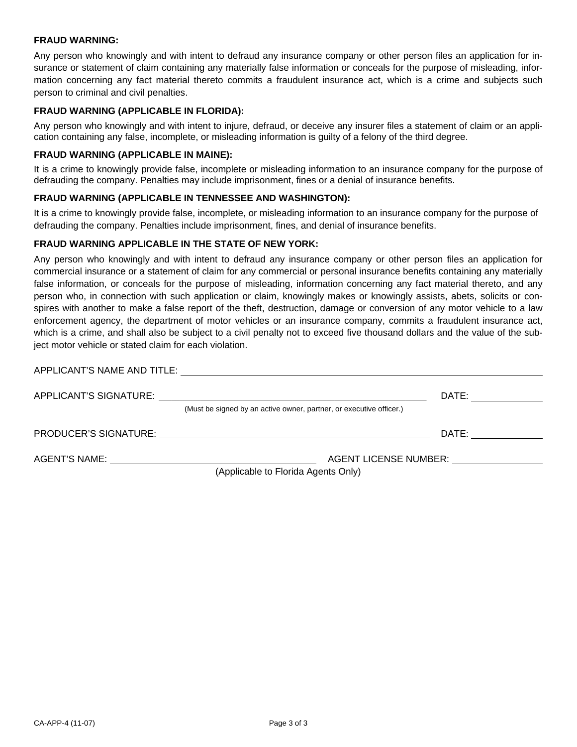**FRAUD WARNING:**

Any person who knowingly and with intent to defraud any insurance company or other person files an application for insurance or statement of claim containing any materially false information or conceals for the purpose of misleading, information concerning any fact material thereto commits a fraudulent insurance act, which is a crime and subjects such person to criminal and civil penalties.

**FRAUD WARNING (APPLICABLE IN FLORIDA):**

Any person who knowingly and with intent to injure, defraud, or deceive any insurer files a statement of claim or an application containing any false, incomplete, or misleading information is guilty of a felony of the third degree.

**FRAUD WARNING (APPLICABLE IN MAINE):**

It is a crime to knowingly provide false, incomplete or misleading information to an insurance company for the purpose of defrauding the company. Penalties may include imprisonment, fines or a denial of insurance benefits.

**FRAUD WARNING (APPLICABLE IN TENNESSEE AND WASHINGTON):**

It is a crime to knowingly provide false, incomplete, or misleading information to an insurance company for the purpose of defrauding the company. Penalties include imprisonment, fines, and denial of insurance benefits.

**FRAUD WARNING APPLICABLE IN THE STATE OF NEW YORK:**

Any person who knowingly and with intent to defraud any insurance company or other person files an application for commercial insurance or a statement of claim for any commercial or personal insurance benefits containing any materially false information, or conceals for the purpose of misleading, information concerning any fact material thereto, and any person who, in connection with such application or claim, knowingly makes or knowingly assists, abets, solicits or conspires with another to make a false report of the theft, destruction, damage or conversion of any motor vehicle to a law enforcement agency, the department of motor vehicles or an insurance company, commits a fraudulent insurance act, which is a crime, and shall also be subject to a civil penalty not to exceed five thousand dollars and the value of the subject motor vehicle or stated claim for each violation.

APPLICANT'S NAME AND TITLE: ______________________________

APPLICANT'S SIGNATURE: ______________________________ DATE: __________

(Must be signed by an active owner, partner, or executive officer.)

PRODUCER'S SIGNATURE: ______________________________ DATE: __________

AGENT'S NAME: ______________________ AGENT LICENSE NUMBER: __________

(Applicable to Florida Agents Only)

CA-APP-4 (11-07)